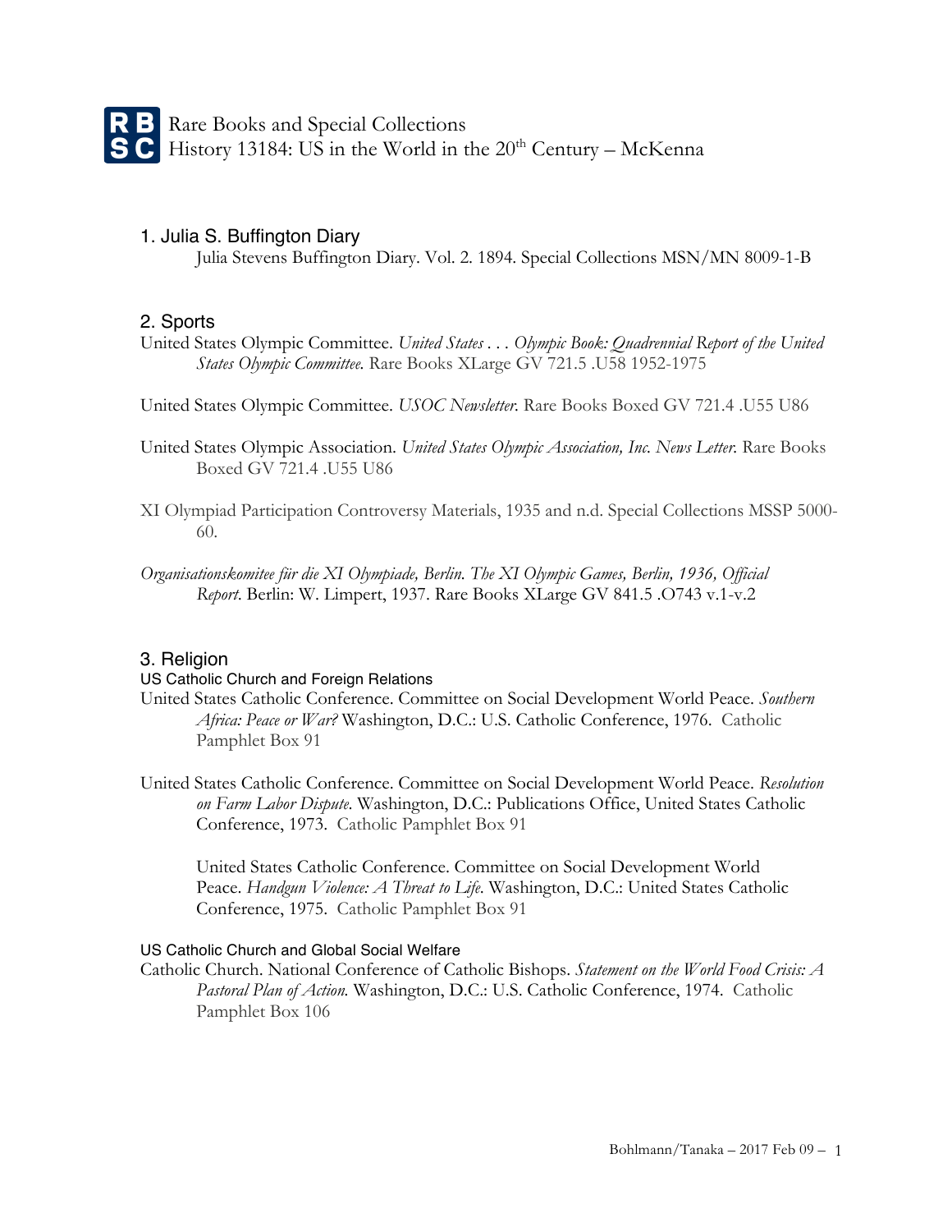# Rare Books and Special Collections

History 13184: US in the World in the 20th Century – McKenna

## 1. Julia S. Buffington Diary

Julia Stevens Buffington Diary. Vol. 2. 1894. Special Collections MSN/MN 8009-1-B

## 2. Sports

United States Olympic Committee. *United States . . . Olympic Book: Quadrennial Report of the United States Olympic Committee.* Rare Books XLarge GV 721.5 .U58 1952-1975

United States Olympic Committee. *USOC Newsletter.* Rare Books Boxed GV 721.4 .U55 U86

United States Olympic Association. *United States Olympic Association, Inc. News Letter.* Rare Books Boxed GV 721.4 .U55 U86

XI Olympiad Participation Controversy Materials, 1935 and n.d. Special Collections MSSP 5000-60.

*Organisationskomitee für die XI Olympiade, Berlin. The XI Olympic Games, Berlin, 1936, Official Report.* Berlin: W. Limpert, 1937. Rare Books XLarge GV 841.5 .O743 v.1-v.2

## 3. Religion

### US Catholic Church and Foreign Relations

United States Catholic Conference. Committee on Social Development World Peace. *Southern Africa: Peace or War?* Washington, D.C.: U.S. Catholic Conference, 1976. Catholic Pamphlet Box 91

United States Catholic Conference. Committee on Social Development World Peace. *Resolution on Farm Labor Dispute.* Washington, D.C.: Publications Office, United States Catholic Conference, 1973. Catholic Pamphlet Box 91

United States Catholic Conference. Committee on Social Development World Peace. *Handgun Violence: A Threat to Life.* Washington, D.C.: United States Catholic Conference, 1975. Catholic Pamphlet Box 91

### US Catholic Church and Global Social Welfare

Catholic Church. National Conference of Catholic Bishops. *Statement on the World Food Crisis: A Pastoral Plan of Action.* Washington, D.C.: U.S. Catholic Conference, 1974. Catholic Pamphlet Box 106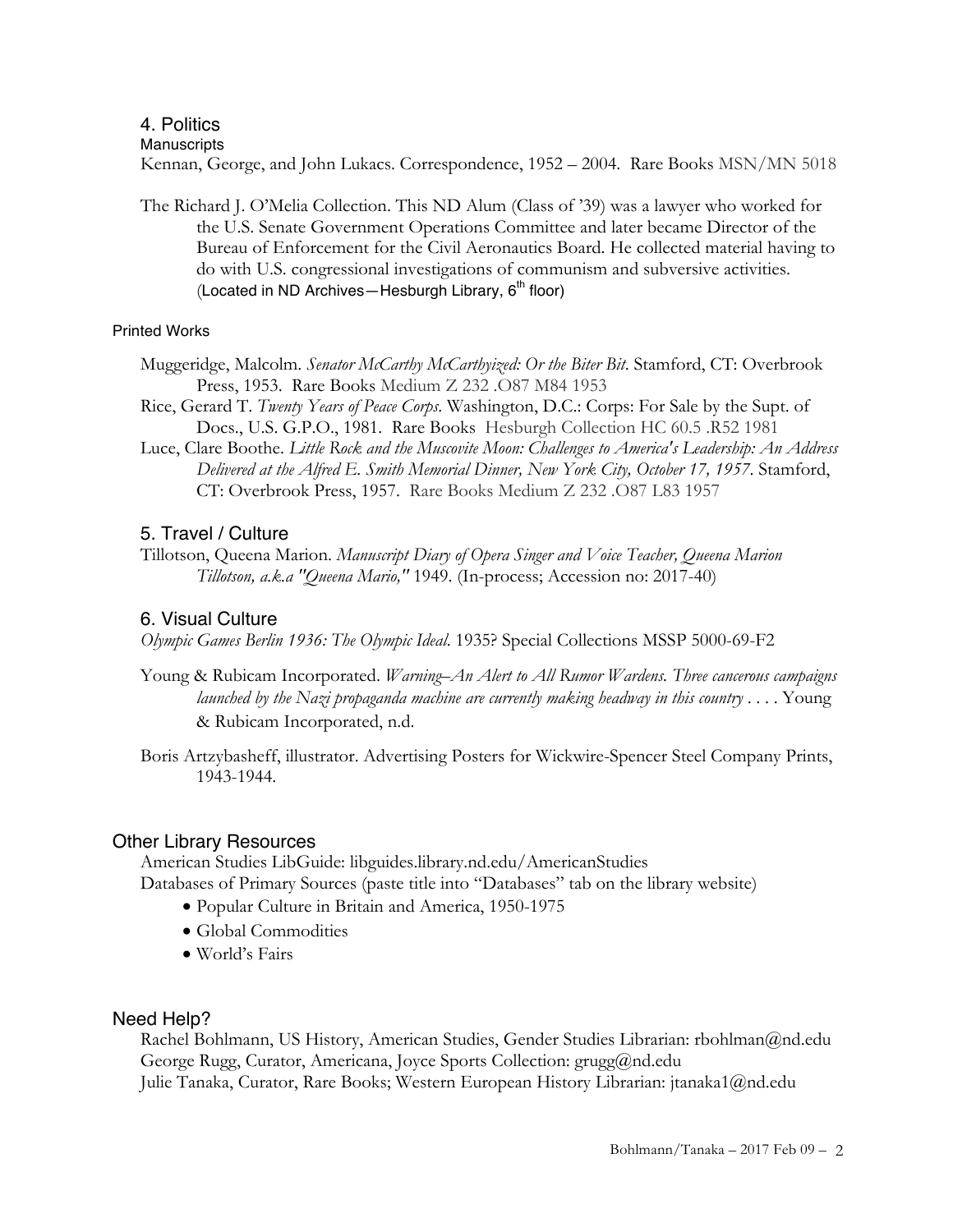## 4. Politics

### Manuscripts

Kennan, George, and John Lukacs. Correspondence, 1952 – 2004. Rare Books MSN/MN 5018

The Richard J. O'Melia Collection. This ND Alum (Class of '39) was a lawyer who worked for the U.S. Senate Government Operations Committee and later became Director of the Bureau of Enforcement for the Civil Aeronautics Board. He collected material having to do with U.S. congressional investigations of communism and subversive activities. (Located in ND Archives—Hesburgh Library, 6th floor)

### Printed Works

Muggeridge, Malcolm. *Senator McCarthy McCarthyized: Or the Biter Bit*. Stamford, CT: Overbrook Press, 1953. Rare Books Medium Z 232 .O87 M84 1953

Rice, Gerard T. *Twenty Years of Peace Corps*. Washington, D.C.: Corps: For Sale by the Supt. of Docs., U.S. G.P.O., 1981. Rare Books Hesburgh Collection HC 60.5 .R52 1981

Luce, Clare Boothe. *Little Rock and the Muscovite Moon: Challenges to America's Leadership: An Address Delivered at the Alfred E. Smith Memorial Dinner, New York City, October 17, 1957*. Stamford, CT: Overbrook Press, 1957. Rare Books Medium Z 232 .O87 L83 1957

## 5. Travel / Culture

Tillotson, Queena Marion. *Manuscript Diary of Opera Singer and Voice Teacher, Queena Marion Tillotson, a.k.a "Queena Mario,"* 1949. (In-process; Accession no: 2017-40)

## 6. Visual Culture

*Olympic Games Berlin 1936: The Olympic Ideal*. 1935? Special Collections MSSP 5000-69-F2

Young & Rubicam Incorporated. *Warning–An Alert to All Rumor Wardens. Three cancerous campaigns launched by the Nazi propaganda machine are currently making headway in this country* . . . . Young & Rubicam Incorporated, n.d.

Boris Artzybasheff, illustrator. Advertising Posters for Wickwire-Spencer Steel Company Prints, 1943-1944.

## Other Library Resources

American Studies LibGuide: libguides.library.nd.edu/AmericanStudies

Databases of Primary Sources (paste title into "Databases" tab on the library website)

- Popular Culture in Britain and America, 1950-1975
- Global Commodities
- World's Fairs

## Need Help?

Rachel Bohlmann, US History, American Studies, Gender Studies Librarian: rbohlman@nd.edu

George Rugg, Curator, Americana, Joyce Sports Collection: grugg@nd.edu

Julie Tanaka, Curator, Rare Books; Western European History Librarian: jtanaka1@nd.edu